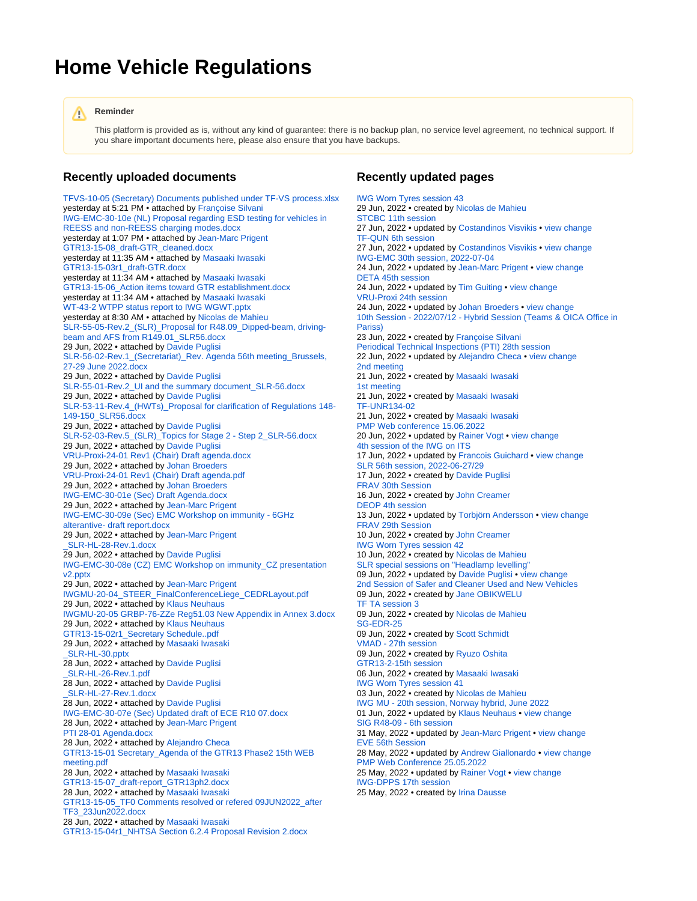# Home Vehicle Regulations

**Reminder**

This platform is provided as is, without any kind of guarantee: there is no backup plan, no service level agreement, no technical support. If you share important documents here, please also ensure that you have backups.

## Recently uploaded documents

TFVS-10-05 (Secretary) Documents published under TF-VS process.xlsx
yesterday at 5:21 PM • attached by Françoise Silvani
IWG-EMC-30-10e (NL) Proposal regarding ESD testing for vehicles in REESS and non-REESS charging modes.docx
yesterday at 1:07 PM • attached by Jean-Marc Prigent
GTR13-15-08_draft-GTR_cleaned.docx
yesterday at 11:35 AM • attached by Masaaki Iwasaki
GTR13-15-03r1_draft-GTR.docx
yesterday at 11:34 AM • attached by Masaaki Iwasaki
GTR13-15-06_Action items toward GTR establishment.docx
yesterday at 11:34 AM • attached by Masaaki Iwasaki
WT-43-2 WTPP status report to IWG WGWT.pptx
yesterday at 8:30 AM • attached by Nicolas de Mahieu
SLR-55-05-Rev.2_(SLR)_Proposal for R48.09_Dipped-beam, driving-beam and AFS from R149.01_SLR56.docx
29 Jun, 2022 • attached by Davide Puglisi
SLR-56-02-Rev.1_(Secretariat)_Rev. Agenda 56th meeting_Brussels, 27-29 June 2022.docx
29 Jun, 2022 • attached by Davide Puglisi
SLR-55-01-Rev.2_UI and the summary document_SLR-56.docx
29 Jun, 2022 • attached by Davide Puglisi
SLR-53-11-Rev.4_(HWTs)_Proposal for clarification of Regulations 148-149-150_SLR56.docx
29 Jun, 2022 • attached by Davide Puglisi
SLR-52-03-Rev.5_(SLR)_Topics for Stage 2 - Step 2_SLR-56.docx
29 Jun, 2022 • attached by Davide Puglisi
VRU-Proxi-24-01 Rev1 (Chair) Draft agenda.docx
29 Jun, 2022 • attached by Johan Broeders
VRU-Proxi-24-01 Rev1 (Chair) Draft agenda.pdf
29 Jun, 2022 • attached by Johan Broeders
IWG-EMC-30-01e (Sec) Draft Agenda.docx
29 Jun, 2022 • attached by Jean-Marc Prigent
IWG-EMC-30-09e (Sec) EMC Workshop on immunity - 6GHz alterantive- draft report.docx
29 Jun, 2022 • attached by Jean-Marc Prigent
_SLR-HL-28-Rev.1.docx
29 Jun, 2022 • attached by Davide Puglisi
IWG-EMC-30-08e (CZ) EMC Workshop on immunity_CZ presentation v2.pptx
29 Jun, 2022 • attached by Jean-Marc Prigent
IWGMU-20-04_STEER_FinalConferenceLiege_CEDRLayout.pdf
29 Jun, 2022 • attached by Klaus Neuhaus
IWGMU-20-05 GRBP-76-ZZe Reg51.03 New Appendix in Annex 3.docx
29 Jun, 2022 • attached by Klaus Neuhaus
GTR13-15-02r1_Secretary Schedule..pdf
29 Jun, 2022 • attached by Masaaki Iwasaki
_SLR-HL-30.pptx
28 Jun, 2022 • attached by Davide Puglisi
_SLR-HL-26-Rev.1.pdf
28 Jun, 2022 • attached by Davide Puglisi
_SLR-HL-27-Rev.1.docx
28 Jun, 2022 • attached by Davide Puglisi
IWG-EMC-30-07e (Sec) Updated draft of ECE R10 07.docx
28 Jun, 2022 • attached by Jean-Marc Prigent
PTI 28-01 Agenda.docx
28 Jun, 2022 • attached by Alejandro Checa
GTR13-15-01 Secretary_Agenda of the GTR13 Phase2 15th WEB meeting.pdf
28 Jun, 2022 • attached by Masaaki Iwasaki
GTR13-15-07_draft-report_GTR13ph2.docx
28 Jun, 2022 • attached by Masaaki Iwasaki
GTR13-15-05_TF0 Comments resolved or refered 09JUN2022_after TF3_23Jun2022.docx
28 Jun, 2022 • attached by Masaaki Iwasaki
GTR13-15-04r1_NHTSA Section 6.2.4 Proposal Revision 2.docx

## Recently updated pages

IWG Worn Tyres session 43
29 Jun, 2022 • created by Nicolas de Mahieu
STCBC 11th session
27 Jun, 2022 • updated by Costandinos Visvikis • view change
TF-QUN 6th session
27 Jun, 2022 • updated by Costandinos Visvikis • view change
IWG-EMC 30th session, 2022-07-04
24 Jun, 2022 • updated by Jean-Marc Prigent • view change
DETA 45th session
24 Jun, 2022 • updated by Tim Guiting • view change
VRU-Proxi 24th session
24 Jun, 2022 • updated by Johan Broeders • view change
10th Session - 2022/07/12 - Hybrid Session (Teams & OICA Office in Pariss)
23 Jun, 2022 • created by Françoise Silvani
Periodical Technical Inspections (PTI) 28th session
22 Jun, 2022 • updated by Alejandro Checa • view change
2nd meeting
21 Jun, 2022 • created by Masaaki Iwasaki
1st meeting
21 Jun, 2022 • created by Masaaki Iwasaki
TF-UNR134-02
21 Jun, 2022 • created by Masaaki Iwasaki
PMP Web conference 15.06.2022
20 Jun, 2022 • updated by Rainer Vogt • view change
4th session of the IWG on ITS
17 Jun, 2022 • updated by Francois Guichard • view change
SLR 56th session, 2022-06-27/29
17 Jun, 2022 • created by Davide Puglisi
FRAV 30th Session
16 Jun, 2022 • created by John Creamer
DEOP 4th session
13 Jun, 2022 • updated by Torbjörn Andersson • view change
FRAV 29th Session
10 Jun, 2022 • created by John Creamer
IWG Worn Tyres session 42
10 Jun, 2022 • created by Nicolas de Mahieu
SLR special sessions on "Headlamp levelling"
09 Jun, 2022 • updated by Davide Puglisi • view change
2nd Session of Safer and Cleaner Used and New Vehicles
09 Jun, 2022 • created by Jane OBIKWELU
TF TA session 3
09 Jun, 2022 • created by Nicolas de Mahieu
SG-EDR-25
09 Jun, 2022 • created by Scott Schmidt
VMAD - 27th session
09 Jun, 2022 • created by Ryuzo Oshita
GTR13-2-15th session
06 Jun, 2022 • created by Masaaki Iwasaki
IWG Worn Tyres session 41
03 Jun, 2022 • created by Nicolas de Mahieu
IWG MU - 20th session, Norway hybrid, June 2022
01 Jun, 2022 • updated by Klaus Neuhaus • view change
SIG R48-09 - 6th session
31 May, 2022 • updated by Jean-Marc Prigent • view change
EVE 56th Session
28 May, 2022 • updated by Andrew Giallonardo • view change
PMP Web Conference 25.05.2022
25 May, 2022 • updated by Rainer Vogt • view change
IWG-DPPS 17th session
25 May, 2022 • created by Irina Dausse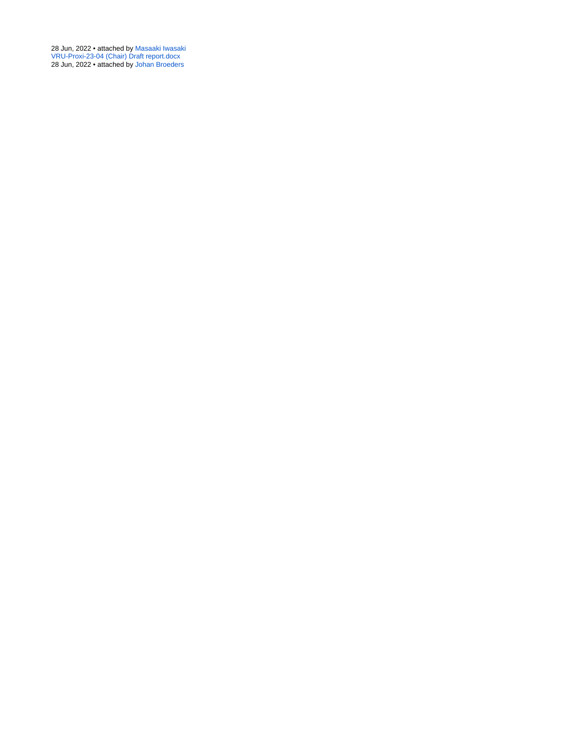28 Jun, 2022 • attached by Masaaki Iwasaki
VRU-Proxi-23-04 (Chair) Draft report.docx
28 Jun, 2022 • attached by Johan Broeders